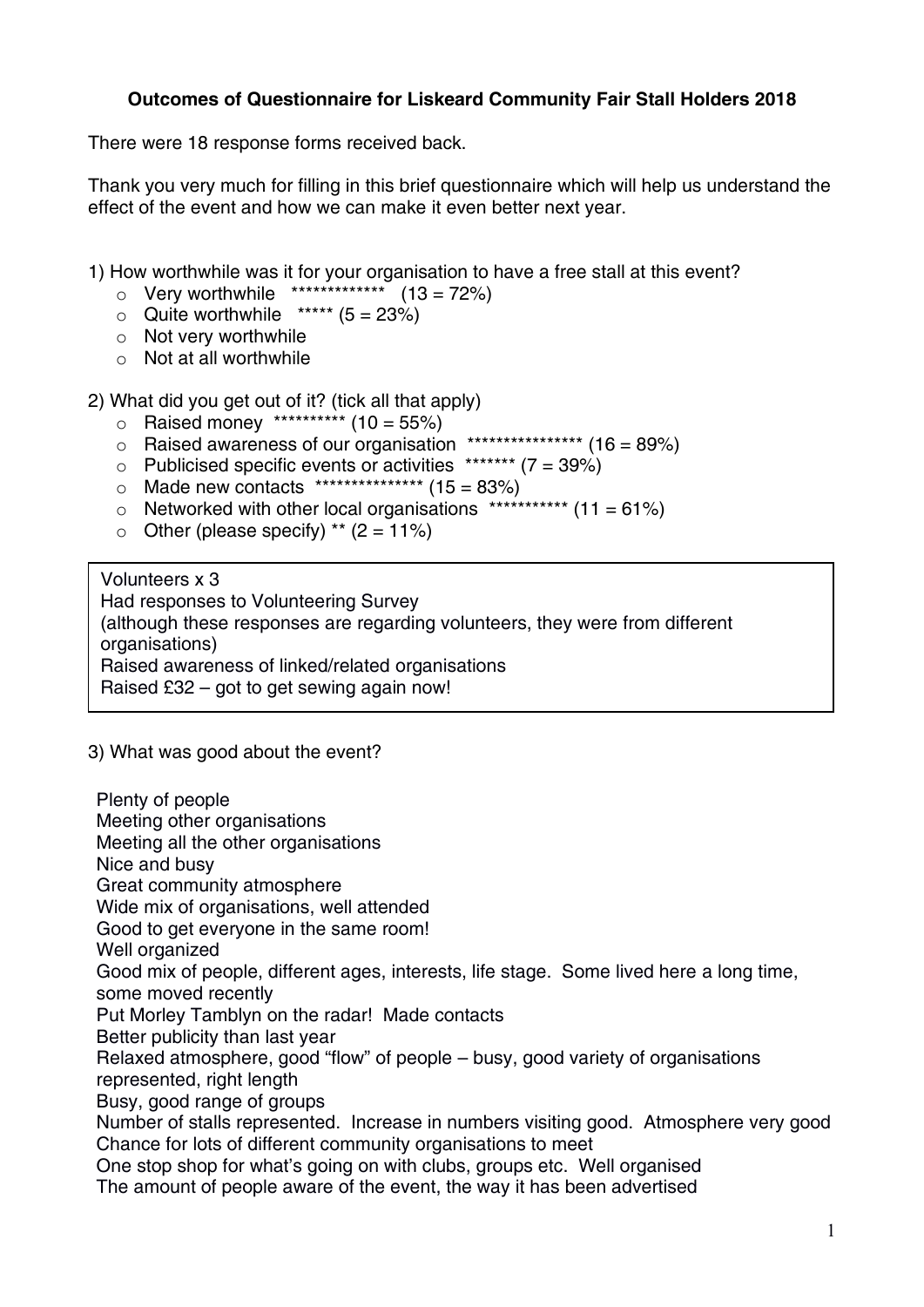**Outcomes of Questionnaire for Liskeard Community Fair Stall Holders 2018**

There were 18 response forms received back.

Thank you very much for filling in this brief questionnaire which will help us understand the effect of the event and how we can make it even better next year.

1) How worthwhile was it for your organisation to have a free stall at this event?

- Very worthwhile ************* (13 = 72%)
- Quite worthwhile ***** (5 = 23%)
- Not very worthwhile
- Not at all worthwhile

2) What did you get out of it? (tick all that apply)

- Raised money ********** (10 = 55%)
- Raised awareness of our organisation **************** (16 = 89%)
- Publicised specific events or activities ******* (7 = 39%)
- Made new contacts *************** (15 = 83%)
- Networked with other local organisations *********** (11 = 61%)
- Other (please specify) ** (2 = 11%)

> Volunteers x 3
> Had responses to Volunteering Survey
> (although these responses are regarding volunteers, they were from different organisations)
> Raised awareness of linked/related organisations
> Raised £32 – got to get sewing again now!

3) What was good about the event?

Plenty of people
Meeting other organisations
Meeting all the other organisations
Nice and busy
Great community atmosphere
Wide mix of organisations, well attended
Good to get everyone in the same room!
Well organized
Good mix of people, different ages, interests, life stage. Some lived here a long time, some moved recently
Put Morley Tamblyn on the radar! Made contacts
Better publicity than last year
Relaxed atmosphere, good "flow" of people – busy, good variety of organisations represented, right length
Busy, good range of groups
Number of stalls represented. Increase in numbers visiting good. Atmosphere very good
Chance for lots of different community organisations to meet
One stop shop for what's going on with clubs, groups etc. Well organised
The amount of people aware of the event, the way it has been advertised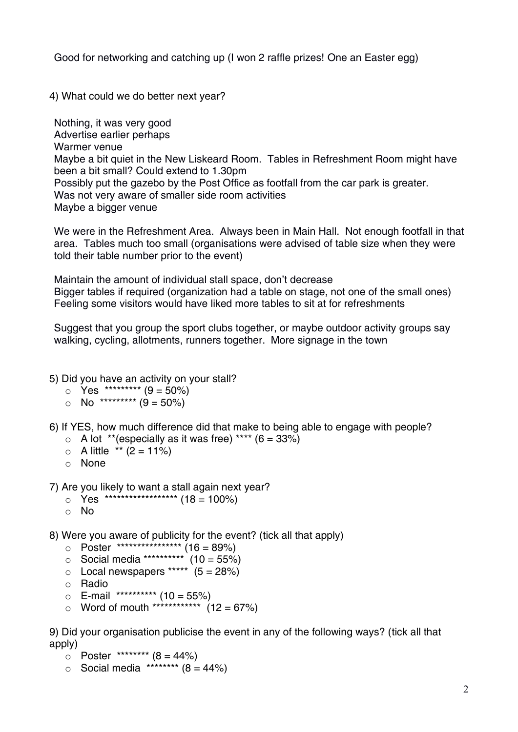Good for networking and catching up (I won 2 raffle prizes! One an Easter egg)

4) What could we do better next year?

Nothing, it was very good
Advertise earlier perhaps
Warmer venue
Maybe a bit quiet in the New Liskeard Room. Tables in Refreshment Room might have been a bit small? Could extend to 1.30pm
Possibly put the gazebo by the Post Office as footfall from the car park is greater.
Was not very aware of smaller side room activities
Maybe a bigger venue

We were in the Refreshment Area. Always been in Main Hall. Not enough footfall in that area. Tables much too small (organisations were advised of table size when they were told their table number prior to the event)

Maintain the amount of individual stall space, don't decrease
Bigger tables if required (organization had a table on stage, not one of the small ones)
Feeling some visitors would have liked more tables to sit at for refreshments

Suggest that you group the sport clubs together, or maybe outdoor activity groups say walking, cycling, allotments, runners together. More signage in the town

5) Did you have an activity on your stall?

- Yes ********* (9 = 50%)
- No ********* (9 = 50%)

6) If YES, how much difference did that make to being able to engage with people?

- A lot **(especially as it was free) **** (6 = 33%)
- A little ** (2 = 11%)
- None

7) Are you likely to want a stall again next year?

- Yes ****************** (18 = 100%)
- No

8) Were you aware of publicity for the event? (tick all that apply)

- Poster **************** (16 = 89%)
- Social media ********** (10 = 55%)
- Local newspapers ***** (5 = 28%)
- Radio
- E-mail ********** (10 = 55%)
- Word of mouth ************ (12 = 67%)

9) Did your organisation publicise the event in any of the following ways? (tick all that apply)

- Poster ******** (8 = 44%)
- Social media ******** (8 = 44%)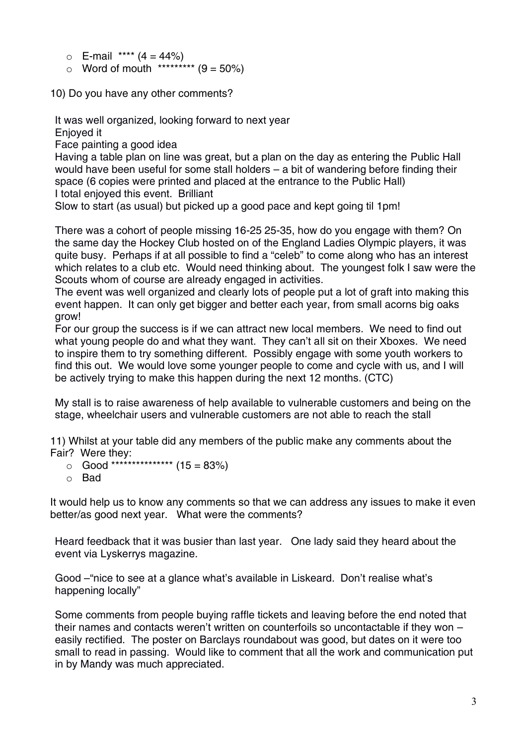- E-mail **** (4 = 44%)
- Word of mouth ********* (9 = 50%)

10) Do you have any other comments?

It was well organized, looking forward to next year
Enjoyed it
Face painting a good idea
Having a table plan on line was great, but a plan on the day as entering the Public Hall would have been useful for some stall holders – a bit of wandering before finding their space (6 copies were printed and placed at the entrance to the Public Hall)
I total enjoyed this event. Brilliant
Slow to start (as usual) but picked up a good pace and kept going til 1pm!

There was a cohort of people missing 16-25 25-35, how do you engage with them? On the same day the Hockey Club hosted on of the England Ladies Olympic players, it was quite busy. Perhaps if at all possible to find a "celeb" to come along who has an interest which relates to a club etc. Would need thinking about. The youngest folk I saw were the Scouts whom of course are already engaged in activities.
The event was well organized and clearly lots of people put a lot of graft into making this event happen. It can only get bigger and better each year, from small acorns big oaks grow!
For our group the success is if we can attract new local members. We need to find out what young people do and what they want. They can't all sit on their Xboxes. We need to inspire them to try something different. Possibly engage with some youth workers to find this out. We would love some younger people to come and cycle with us, and I will be actively trying to make this happen during the next 12 months. (CTC)

My stall is to raise awareness of help available to vulnerable customers and being on the stage, wheelchair users and vulnerable customers are not able to reach the stall

11) Whilst at your table did any members of the public make any comments about the Fair? Were they:

- Good *************** (15 = 83%)
- Bad

It would help us to know any comments so that we can address any issues to make it even better/as good next year. What were the comments?

Heard feedback that it was busier than last year. One lady said they heard about the event via Lyskerrys magazine.

Good –"nice to see at a glance what's available in Liskeard. Don't realise what's happening locally"

Some comments from people buying raffle tickets and leaving before the end noted that their names and contacts weren't written on counterfoils so uncontactable if they won – easily rectified. The poster on Barclays roundabout was good, but dates on it were too small to read in passing. Would like to comment that all the work and communication put in by Mandy was much appreciated.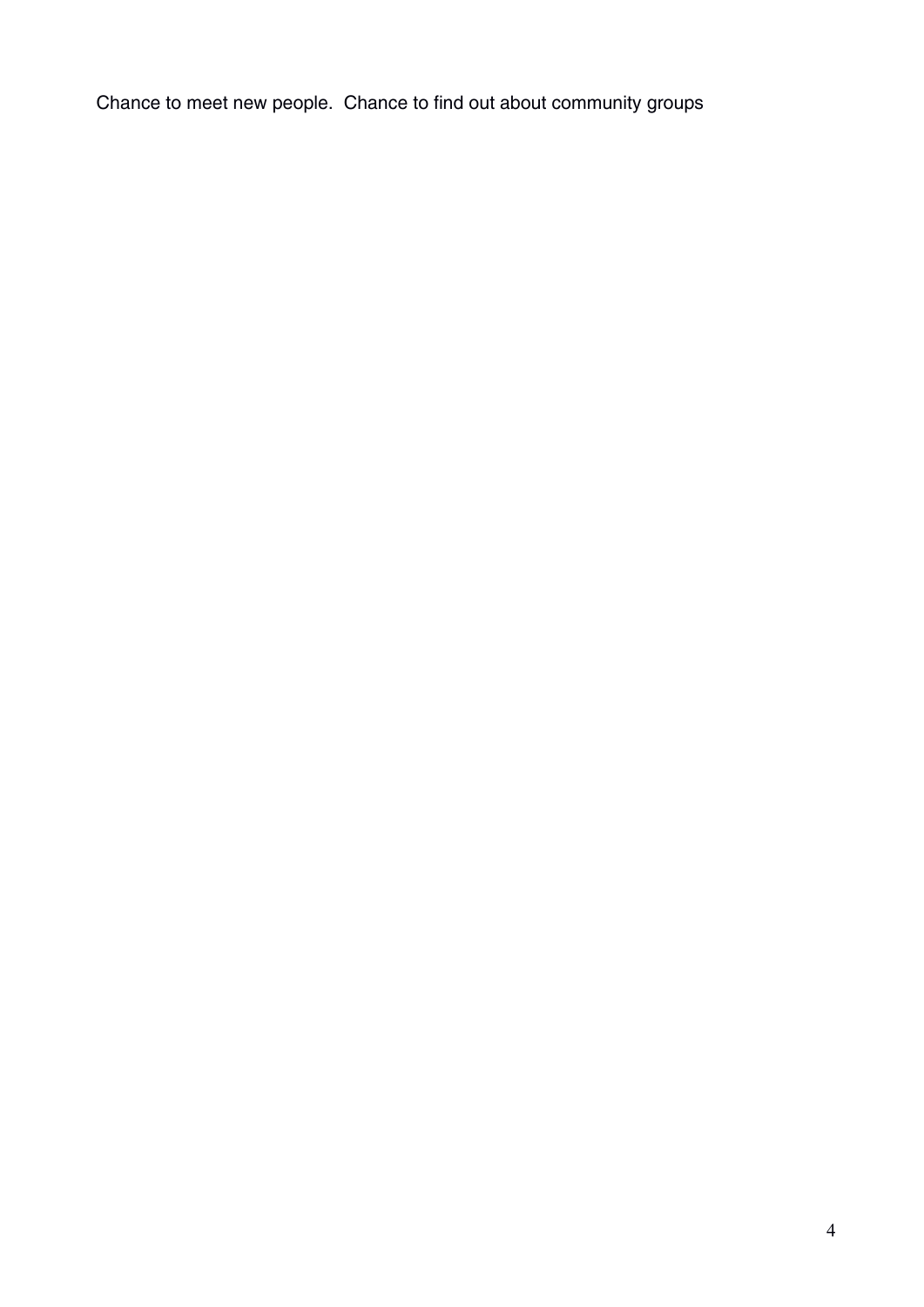Chance to meet new people.  Chance to find out about community groups